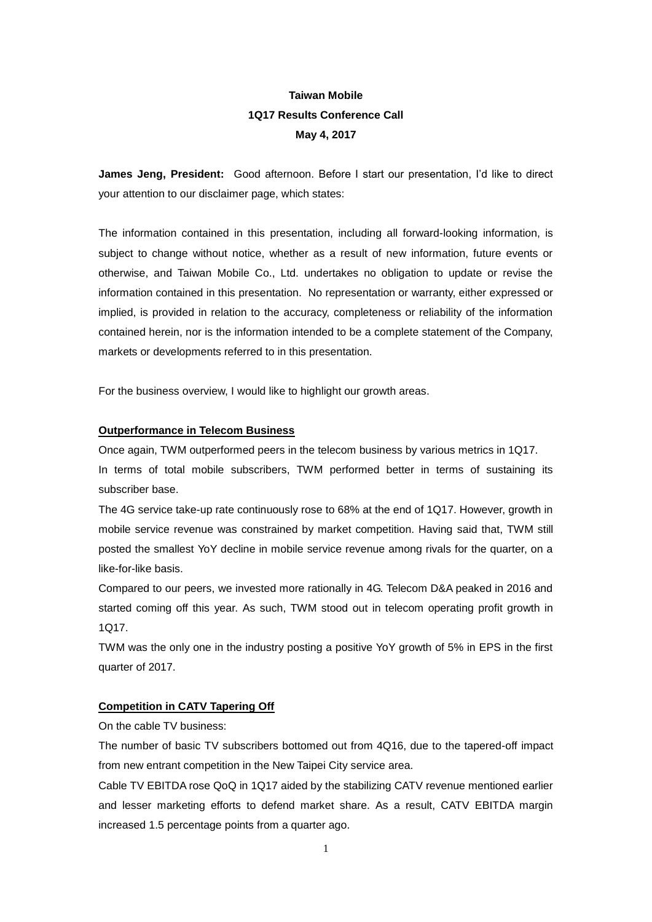**Taiwan Mobile**

**1Q17 Results Conference Call**

**May 4, 2017**

**James Jeng, President:** Good afternoon. Before I start our presentation, I'd like to direct your attention to our disclaimer page, which states:

The information contained in this presentation, including all forward-looking information, is subject to change without notice, whether as a result of new information, future events or otherwise, and Taiwan Mobile Co., Ltd. undertakes no obligation to update or revise the information contained in this presentation. No representation or warranty, either expressed or implied, is provided in relation to the accuracy, completeness or reliability of the information contained herein, nor is the information intended to be a complete statement of the Company, markets or developments referred to in this presentation.

For the business overview, I would like to highlight our growth areas.

**Outperformance in Telecom Business**

Once again, TWM outperformed peers in the telecom business by various metrics in 1Q17.

In terms of total mobile subscribers, TWM performed better in terms of sustaining its subscriber base.

The 4G service take-up rate continuously rose to 68% at the end of 1Q17. However, growth in mobile service revenue was constrained by market competition. Having said that, TWM still posted the smallest YoY decline in mobile service revenue among rivals for the quarter, on a like-for-like basis.

Compared to our peers, we invested more rationally in 4G. Telecom D&A peaked in 2016 and started coming off this year. As such, TWM stood out in telecom operating profit growth in 1Q17.

TWM was the only one in the industry posting a positive YoY growth of 5% in EPS in the first quarter of 2017.

**Competition in CATV Tapering Off**

On the cable TV business:

The number of basic TV subscribers bottomed out from 4Q16, due to the tapered-off impact from new entrant competition in the New Taipei City service area.

Cable TV EBITDA rose QoQ in 1Q17 aided by the stabilizing CATV revenue mentioned earlier and lesser marketing efforts to defend market share. As a result, CATV EBITDA margin increased 1.5 percentage points from a quarter ago.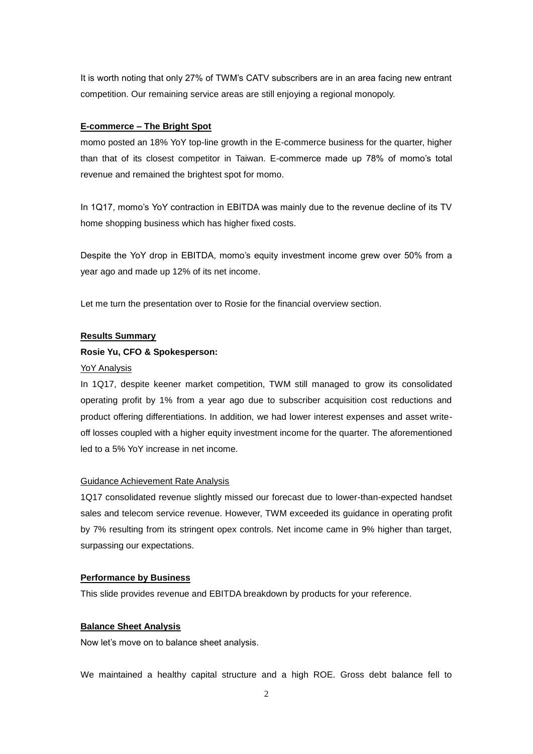It is worth noting that only 27% of TWM's CATV subscribers are in an area facing new entrant competition. Our remaining service areas are still enjoying a regional monopoly.

**E-commerce – The Bright Spot**

momo posted an 18% YoY top-line growth in the E-commerce business for the quarter, higher than that of its closest competitor in Taiwan. E-commerce made up 78% of momo's total revenue and remained the brightest spot for momo.

In 1Q17, momo's YoY contraction in EBITDA was mainly due to the revenue decline of its TV home shopping business which has higher fixed costs.

Despite the YoY drop in EBITDA, momo's equity investment income grew over 50% from a year ago and made up 12% of its net income.

Let me turn the presentation over to Rosie for the financial overview section.

**Results Summary**

**Rosie Yu, CFO & Spokesperson:**

YoY Analysis

In 1Q17, despite keener market competition, TWM still managed to grow its consolidated operating profit by 1% from a year ago due to subscriber acquisition cost reductions and product offering differentiations. In addition, we had lower interest expenses and asset write-off losses coupled with a higher equity investment income for the quarter. The aforementioned led to a 5% YoY increase in net income.

Guidance Achievement Rate Analysis

1Q17 consolidated revenue slightly missed our forecast due to lower-than-expected handset sales and telecom service revenue. However, TWM exceeded its guidance in operating profit by 7% resulting from its stringent opex controls. Net income came in 9% higher than target, surpassing our expectations.

**Performance by Business**

This slide provides revenue and EBITDA breakdown by products for your reference.

**Balance Sheet Analysis**

Now let's move on to balance sheet analysis.

We maintained a healthy capital structure and a high ROE. Gross debt balance fell to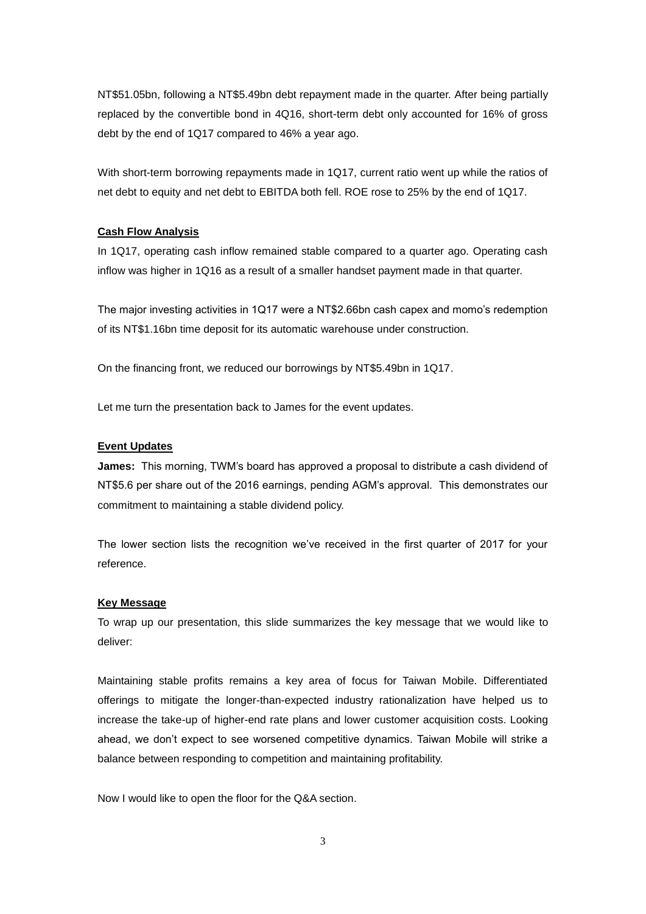NT$51.05bn, following a NT$5.49bn debt repayment made in the quarter. After being partially replaced by the convertible bond in 4Q16, short-term debt only accounted for 16% of gross debt by the end of 1Q17 compared to 46% a year ago.

With short-term borrowing repayments made in 1Q17, current ratio went up while the ratios of net debt to equity and net debt to EBITDA both fell. ROE rose to 25% by the end of 1Q17.

**Cash Flow Analysis**

In 1Q17, operating cash inflow remained stable compared to a quarter ago. Operating cash inflow was higher in 1Q16 as a result of a smaller handset payment made in that quarter.

The major investing activities in 1Q17 were a NT$2.66bn cash capex and momo's redemption of its NT$1.16bn time deposit for its automatic warehouse under construction.

On the financing front, we reduced our borrowings by NT$5.49bn in 1Q17.

Let me turn the presentation back to James for the event updates.

**Event Updates**

**James:** This morning, TWM's board has approved a proposal to distribute a cash dividend of NT$5.6 per share out of the 2016 earnings, pending AGM's approval. This demonstrates our commitment to maintaining a stable dividend policy.

The lower section lists the recognition we've received in the first quarter of 2017 for your reference.

**Key Message**

To wrap up our presentation, this slide summarizes the key message that we would like to deliver:

Maintaining stable profits remains a key area of focus for Taiwan Mobile. Differentiated offerings to mitigate the longer-than-expected industry rationalization have helped us to increase the take-up of higher-end rate plans and lower customer acquisition costs. Looking ahead, we don't expect to see worsened competitive dynamics. Taiwan Mobile will strike a balance between responding to competition and maintaining profitability.

Now I would like to open the floor for the Q&A section.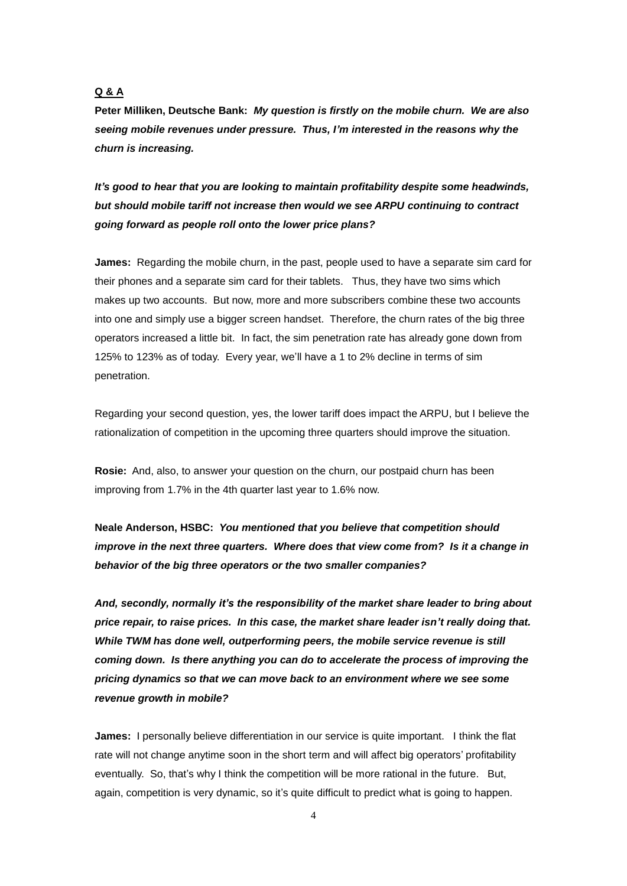**Q & A**

**Peter Milliken, Deutsche Bank:** ***My question is firstly on the mobile churn. We are also seeing mobile revenues under pressure. Thus, I'm interested in the reasons why the churn is increasing.***

***It's good to hear that you are looking to maintain profitability despite some headwinds, but should mobile tariff not increase then would we see ARPU continuing to contract going forward as people roll onto the lower price plans?***

**James:** Regarding the mobile churn, in the past, people used to have a separate sim card for their phones and a separate sim card for their tablets. Thus, they have two sims which makes up two accounts. But now, more and more subscribers combine these two accounts into one and simply use a bigger screen handset. Therefore, the churn rates of the big three operators increased a little bit. In fact, the sim penetration rate has already gone down from 125% to 123% as of today. Every year, we'll have a 1 to 2% decline in terms of sim penetration.

Regarding your second question, yes, the lower tariff does impact the ARPU, but I believe the rationalization of competition in the upcoming three quarters should improve the situation.

**Rosie:** And, also, to answer your question on the churn, our postpaid churn has been improving from 1.7% in the 4th quarter last year to 1.6% now.

**Neale Anderson, HSBC:** ***You mentioned that you believe that competition should improve in the next three quarters. Where does that view come from? Is it a change in behavior of the big three operators or the two smaller companies?***

***And, secondly, normally it's the responsibility of the market share leader to bring about price repair, to raise prices. In this case, the market share leader isn't really doing that. While TWM has done well, outperforming peers, the mobile service revenue is still coming down. Is there anything you can do to accelerate the process of improving the pricing dynamics so that we can move back to an environment where we see some revenue growth in mobile?***

**James:** I personally believe differentiation in our service is quite important. I think the flat rate will not change anytime soon in the short term and will affect big operators' profitability eventually. So, that's why I think the competition will be more rational in the future. But, again, competition is very dynamic, so it's quite difficult to predict what is going to happen.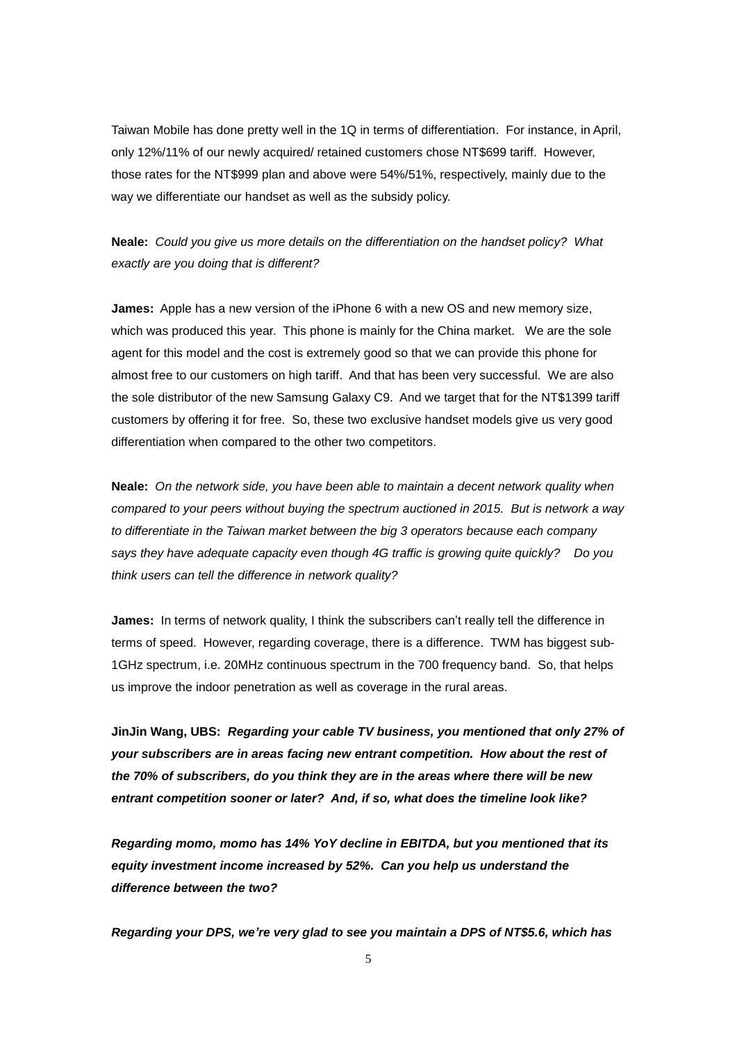Taiwan Mobile has done pretty well in the 1Q in terms of differentiation. For instance, in April, only 12%/11% of our newly acquired/ retained customers chose NT$699 tariff. However, those rates for the NT$999 plan and above were 54%/51%, respectively, mainly due to the way we differentiate our handset as well as the subsidy policy.

**Neale:** *Could you give us more details on the differentiation on the handset policy? What exactly are you doing that is different?*

**James:** Apple has a new version of the iPhone 6 with a new OS and new memory size, which was produced this year. This phone is mainly for the China market. We are the sole agent for this model and the cost is extremely good so that we can provide this phone for almost free to our customers on high tariff. And that has been very successful. We are also the sole distributor of the new Samsung Galaxy C9. And we target that for the NT$1399 tariff customers by offering it for free. So, these two exclusive handset models give us very good differentiation when compared to the other two competitors.

**Neale:** *On the network side, you have been able to maintain a decent network quality when compared to your peers without buying the spectrum auctioned in 2015. But is network a way to differentiate in the Taiwan market between the big 3 operators because each company says they have adequate capacity even though 4G traffic is growing quite quickly? Do you think users can tell the difference in network quality?*

**James:** In terms of network quality, I think the subscribers can't really tell the difference in terms of speed. However, regarding coverage, there is a difference. TWM has biggest sub-1GHz spectrum, i.e. 20MHz continuous spectrum in the 700 frequency band. So, that helps us improve the indoor penetration as well as coverage in the rural areas.

**JinJin Wang, UBS:** ***Regarding your cable TV business, you mentioned that only 27% of your subscribers are in areas facing new entrant competition. How about the rest of the 70% of subscribers, do you think they are in the areas where there will be new entrant competition sooner or later? And, if so, what does the timeline look like?***

***Regarding momo, momo has 14% YoY decline in EBITDA, but you mentioned that its equity investment income increased by 52%. Can you help us understand the difference between the two?***

***Regarding your DPS, we're very glad to see you maintain a DPS of NT$5.6, which has***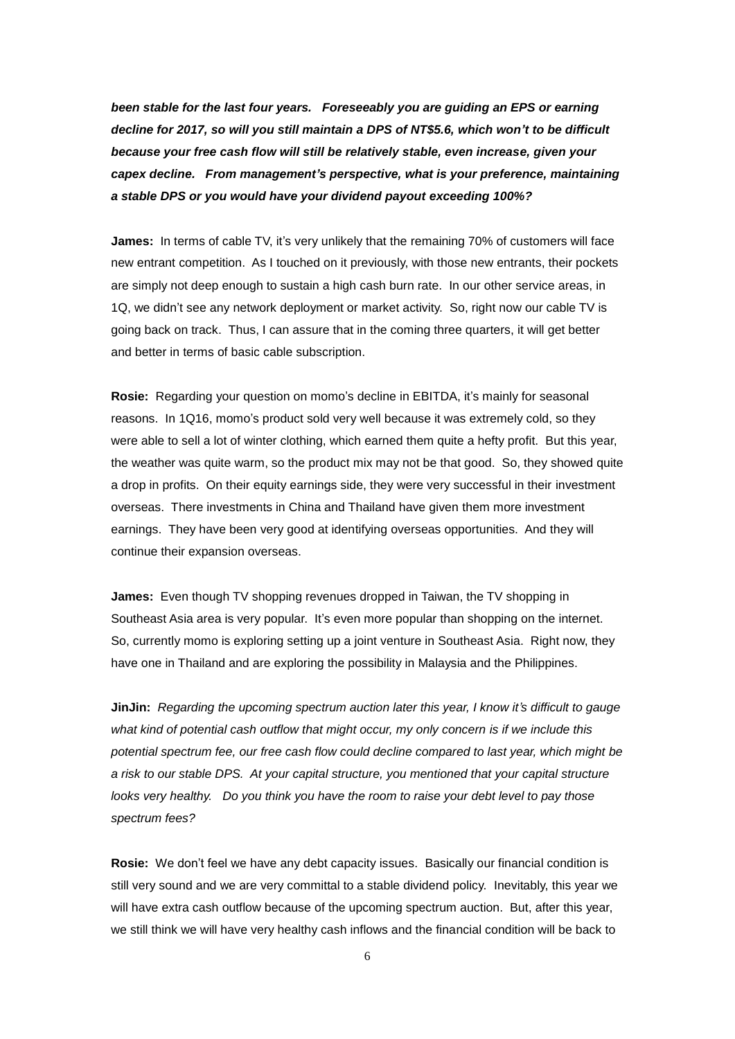***been stable for the last four years. Foreseeably you are guiding an EPS or earning decline for 2017, so will you still maintain a DPS of NT$5.6, which won't to be difficult because your free cash flow will still be relatively stable, even increase, given your capex decline. From management's perspective, what is your preference, maintaining a stable DPS or you would have your dividend payout exceeding 100%?***

**James:** In terms of cable TV, it's very unlikely that the remaining 70% of customers will face new entrant competition. As I touched on it previously, with those new entrants, their pockets are simply not deep enough to sustain a high cash burn rate. In our other service areas, in 1Q, we didn't see any network deployment or market activity. So, right now our cable TV is going back on track. Thus, I can assure that in the coming three quarters, it will get better and better in terms of basic cable subscription.

**Rosie:** Regarding your question on momo's decline in EBITDA, it's mainly for seasonal reasons. In 1Q16, momo's product sold very well because it was extremely cold, so they were able to sell a lot of winter clothing, which earned them quite a hefty profit. But this year, the weather was quite warm, so the product mix may not be that good. So, they showed quite a drop in profits. On their equity earnings side, they were very successful in their investment overseas. There investments in China and Thailand have given them more investment earnings. They have been very good at identifying overseas opportunities. And they will continue their expansion overseas.

**James:** Even though TV shopping revenues dropped in Taiwan, the TV shopping in Southeast Asia area is very popular. It's even more popular than shopping on the internet. So, currently momo is exploring setting up a joint venture in Southeast Asia. Right now, they have one in Thailand and are exploring the possibility in Malaysia and the Philippines.

**JinJin:** *Regarding the upcoming spectrum auction later this year, I know it's difficult to gauge what kind of potential cash outflow that might occur, my only concern is if we include this potential spectrum fee, our free cash flow could decline compared to last year, which might be a risk to our stable DPS. At your capital structure, you mentioned that your capital structure looks very healthy. Do you think you have the room to raise your debt level to pay those spectrum fees?*

**Rosie:** We don't feel we have any debt capacity issues. Basically our financial condition is still very sound and we are very committal to a stable dividend policy. Inevitably, this year we will have extra cash outflow because of the upcoming spectrum auction. But, after this year, we still think we will have very healthy cash inflows and the financial condition will be back to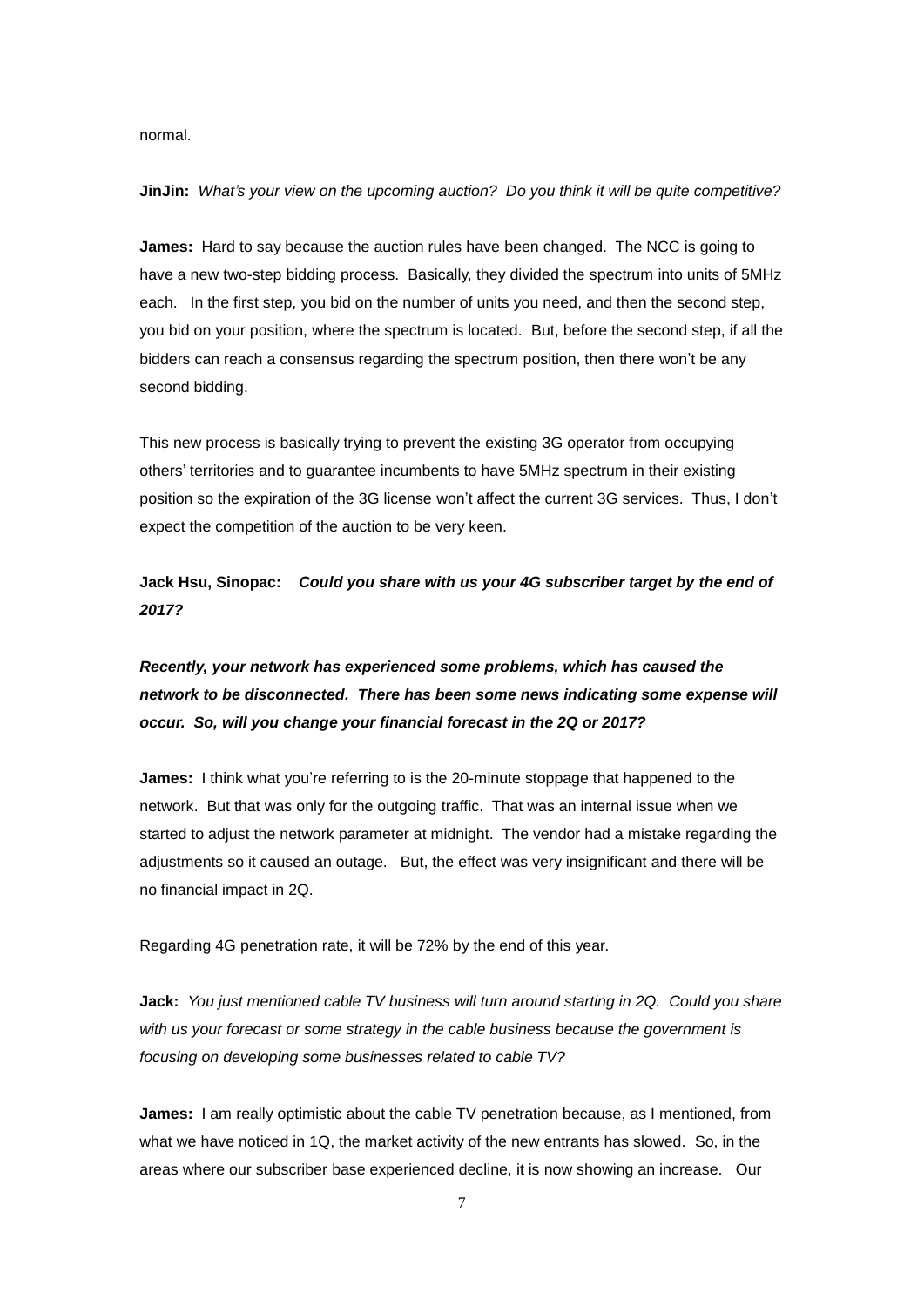normal.

**JinJin:** *What's your view on the upcoming auction? Do you think it will be quite competitive?*

**James:** Hard to say because the auction rules have been changed. The NCC is going to have a new two-step bidding process. Basically, they divided the spectrum into units of 5MHz each. In the first step, you bid on the number of units you need, and then the second step, you bid on your position, where the spectrum is located. But, before the second step, if all the bidders can reach a consensus regarding the spectrum position, then there won't be any second bidding.

This new process is basically trying to prevent the existing 3G operator from occupying others' territories and to guarantee incumbents to have 5MHz spectrum in their existing position so the expiration of the 3G license won't affect the current 3G services. Thus, I don't expect the competition of the auction to be very keen.

**Jack Hsu, Sinopac:** ***Could you share with us your 4G subscriber target by the end of 2017?***

***Recently, your network has experienced some problems, which has caused the network to be disconnected. There has been some news indicating some expense will occur. So, will you change your financial forecast in the 2Q or 2017?***

**James:** I think what you're referring to is the 20-minute stoppage that happened to the network. But that was only for the outgoing traffic. That was an internal issue when we started to adjust the network parameter at midnight. The vendor had a mistake regarding the adjustments so it caused an outage. But, the effect was very insignificant and there will be no financial impact in 2Q.

Regarding 4G penetration rate, it will be 72% by the end of this year.

**Jack:** *You just mentioned cable TV business will turn around starting in 2Q. Could you share with us your forecast or some strategy in the cable business because the government is focusing on developing some businesses related to cable TV?*

**James:** I am really optimistic about the cable TV penetration because, as I mentioned, from what we have noticed in 1Q, the market activity of the new entrants has slowed. So, in the areas where our subscriber base experienced decline, it is now showing an increase. Our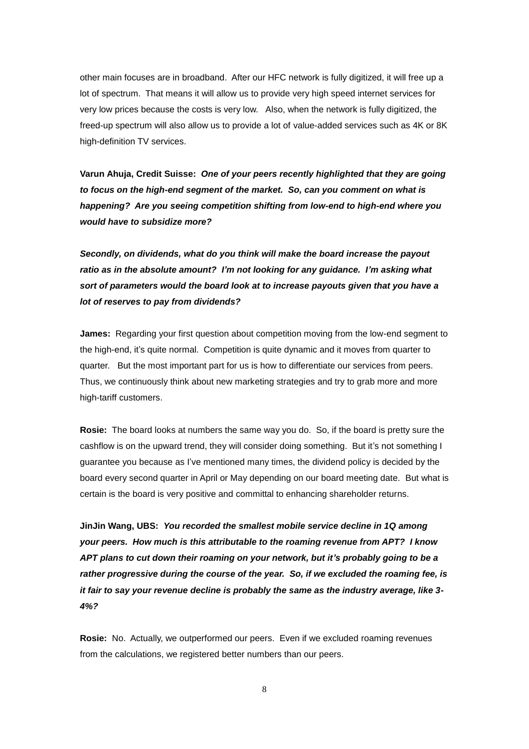other main focuses are in broadband. After our HFC network is fully digitized, it will free up a lot of spectrum. That means it will allow us to provide very high speed internet services for very low prices because the costs is very low. Also, when the network is fully digitized, the freed-up spectrum will also allow us to provide a lot of value-added services such as 4K or 8K high-definition TV services.

**Varun Ahuja, Credit Suisse:** ***One of your peers recently highlighted that they are going to focus on the high-end segment of the market. So, can you comment on what is happening? Are you seeing competition shifting from low-end to high-end where you would have to subsidize more?***

***Secondly, on dividends, what do you think will make the board increase the payout ratio as in the absolute amount? I'm not looking for any guidance. I'm asking what sort of parameters would the board look at to increase payouts given that you have a lot of reserves to pay from dividends?***

**James:** Regarding your first question about competition moving from the low-end segment to the high-end, it's quite normal. Competition is quite dynamic and it moves from quarter to quarter. But the most important part for us is how to differentiate our services from peers. Thus, we continuously think about new marketing strategies and try to grab more and more high-tariff customers.

**Rosie:** The board looks at numbers the same way you do. So, if the board is pretty sure the cashflow is on the upward trend, they will consider doing something. But it's not something I guarantee you because as I've mentioned many times, the dividend policy is decided by the board every second quarter in April or May depending on our board meeting date. But what is certain is the board is very positive and committal to enhancing shareholder returns.

**JinJin Wang, UBS:** ***You recorded the smallest mobile service decline in 1Q among your peers. How much is this attributable to the roaming revenue from APT? I know APT plans to cut down their roaming on your network, but it's probably going to be a rather progressive during the course of the year. So, if we excluded the roaming fee, is it fair to say your revenue decline is probably the same as the industry average, like 3-4%?***

**Rosie:** No. Actually, we outperformed our peers. Even if we excluded roaming revenues from the calculations, we registered better numbers than our peers.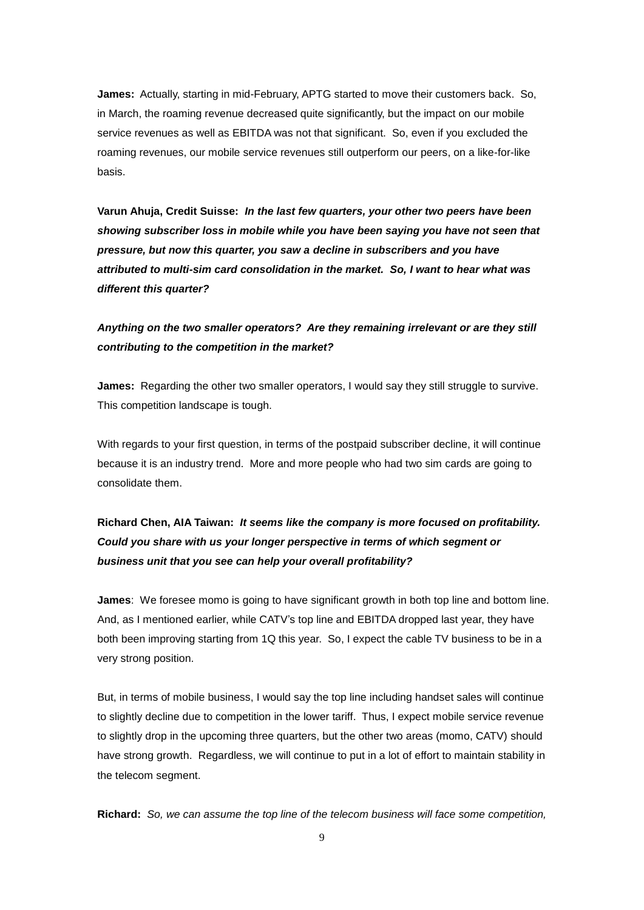**James:** Actually, starting in mid-February, APTG started to move their customers back. So, in March, the roaming revenue decreased quite significantly, but the impact on our mobile service revenues as well as EBITDA was not that significant. So, even if you excluded the roaming revenues, our mobile service revenues still outperform our peers, on a like-for-like basis.

**Varun Ahuja, Credit Suisse:** ***In the last few quarters, your other two peers have been showing subscriber loss in mobile while you have been saying you have not seen that pressure, but now this quarter, you saw a decline in subscribers and you have attributed to multi-sim card consolidation in the market. So, I want to hear what was different this quarter?***

***Anything on the two smaller operators? Are they remaining irrelevant or are they still contributing to the competition in the market?***

**James:** Regarding the other two smaller operators, I would say they still struggle to survive. This competition landscape is tough.

With regards to your first question, in terms of the postpaid subscriber decline, it will continue because it is an industry trend. More and more people who had two sim cards are going to consolidate them.

**Richard Chen, AIA Taiwan:** ***It seems like the company is more focused on profitability. Could you share with us your longer perspective in terms of which segment or business unit that you see can help your overall profitability?***

**James**: We foresee momo is going to have significant growth in both top line and bottom line. And, as I mentioned earlier, while CATV's top line and EBITDA dropped last year, they have both been improving starting from 1Q this year. So, I expect the cable TV business to be in a very strong position.

But, in terms of mobile business, I would say the top line including handset sales will continue to slightly decline due to competition in the lower tariff. Thus, I expect mobile service revenue to slightly drop in the upcoming three quarters, but the other two areas (momo, CATV) should have strong growth. Regardless, we will continue to put in a lot of effort to maintain stability in the telecom segment.

**Richard:** *So, we can assume the top line of the telecom business will face some competition,*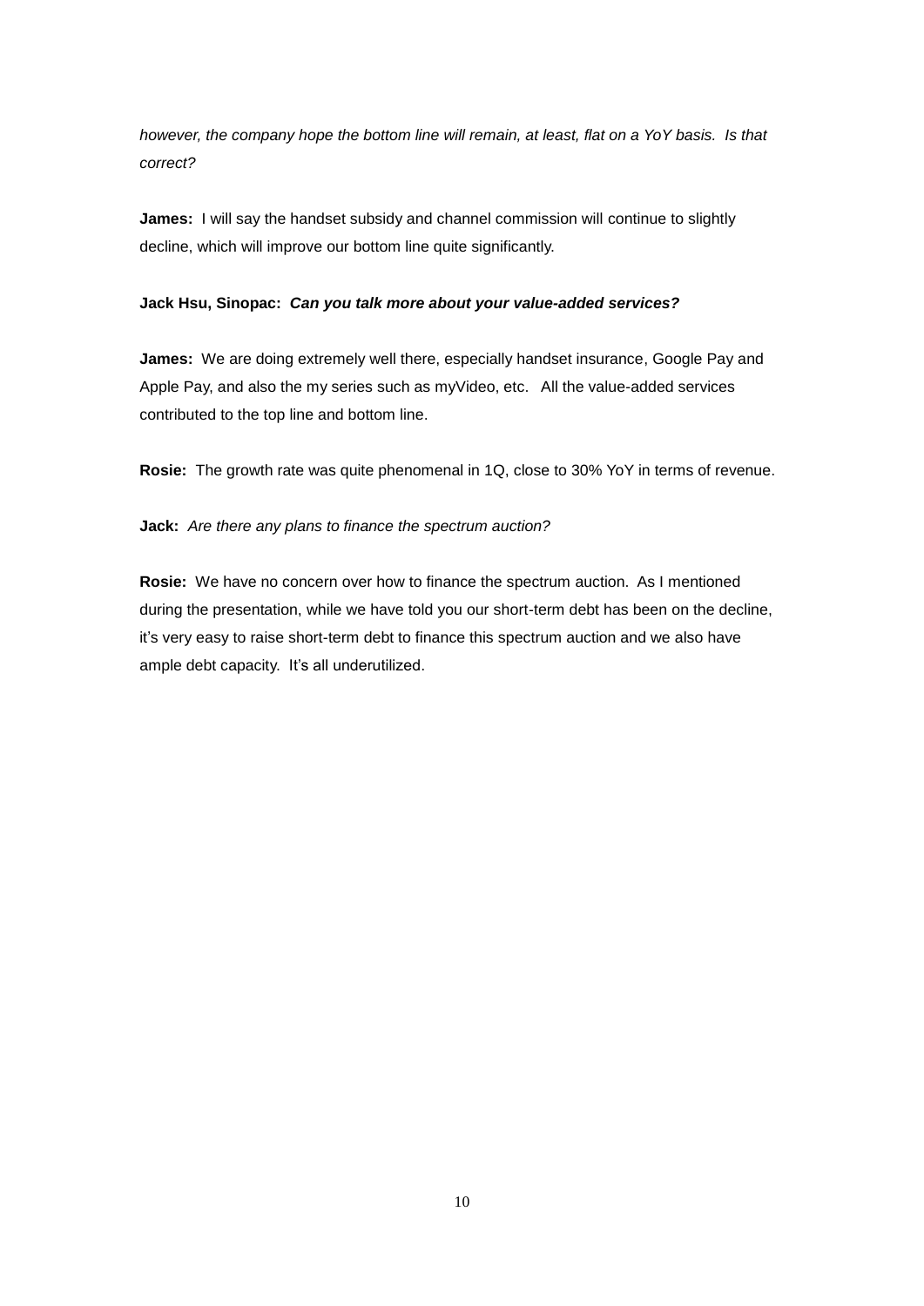*however, the company hope the bottom line will remain, at least, flat on a YoY basis. Is that correct?*

**James:** I will say the handset subsidy and channel commission will continue to slightly decline, which will improve our bottom line quite significantly.

**Jack Hsu, Sinopac:** ***Can you talk more about your value-added services?***

**James:** We are doing extremely well there, especially handset insurance, Google Pay and Apple Pay, and also the my series such as myVideo, etc. All the value-added services contributed to the top line and bottom line.

**Rosie:** The growth rate was quite phenomenal in 1Q, close to 30% YoY in terms of revenue.

**Jack:** *Are there any plans to finance the spectrum auction?*

**Rosie:** We have no concern over how to finance the spectrum auction. As I mentioned during the presentation, while we have told you our short-term debt has been on the decline, it's very easy to raise short-term debt to finance this spectrum auction and we also have ample debt capacity. It's all underutilized.